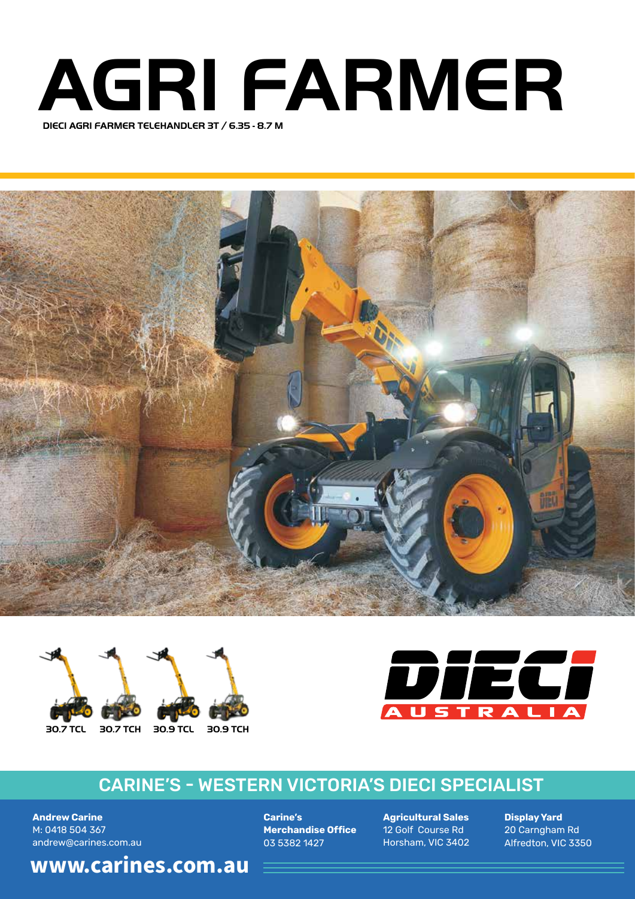# AGRI FARMER

DIECI AGRI FARMER TELEHANDLER 3T / 6.35 - 8.7 M

30.7 TCL 30.7 TCH 30.9 TCL 30.9 TCH

DIECI AUSTRALIA

## CARINE'S - WESTERN VICTORIA'S DIECI SPECIALIST

**Andrew Carine**
M: 0418 504 367
andrew@carines.com.au

**Carine's Merchandise Office**
03 5382 1427

**Agricultural Sales**
12 Golf Course Rd
Horsham, VIC 3402

**Display Yard**
20 Carngham Rd
Alfredton, VIC 3350

**www.carines.com.au**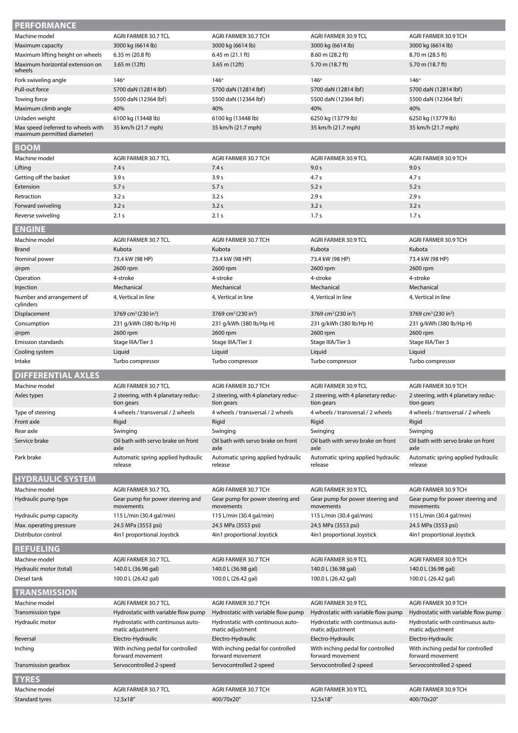## PERFORMANCE

| Machine model | AGRI FARMER 30.7 TCL | AGRI FARMER 30.7 TCH | AGRI FARMER 30.9 TCL | AGRI FARMER 30.9 TCH |
|---|---|---|---|---|
| Maximum capacity | 3000 kg (6614 lb) | 3000 kg (6614 lb) | 3000 kg (6614 lb) | 3000 kg (6614 lb) |
| Maximum lifting height on wheels | 6.35 m (20.8 ft) | 6.45 m (21.1 ft) | 8.60 m (28.2 ft) | 8.70 m (28.5 ft) |
| Maximum horizontal extension on wheels | 3.65 m (12ft) | 3.65 m (12ft) | 5.70 m (18.7 ft) | 5.70 m (18.7 ft) |
| Fork swiveling angle | 146° | 146° | 146° | 146° |
| Pull-out force | 5700 daN (12814 lbf) | 5700 daN (12814 lbf) | 5700 daN (12814 lbf) | 5700 daN (12814 lbf) |
| Towing force | 5500 daN (12364 lbf) | 5500 daN (12364 lbf) | 5500 daN (12364 lbf) | 5500 daN (12364 lbf) |
| Maximum climb angle | 40% | 40% | 40% | 40% |
| Unladen weight | 6100 kg (13448 lb) | 6100 kg (13448 lb) | 6250 kg (13779 lb) | 6250 kg (13779 lb) |
| Max speed (referred to wheels with maximum permitted diameter) | 35 km/h (21.7 mph) | 35 km/h (21.7 mph) | 35 km/h (21.7 mph) | 35 km/h (21.7 mph) |

## BOOM

| Machine model | AGRI FARMER 30.7 TCL | AGRI FARMER 30.7 TCH | AGRI FARMER 30.9 TCL | AGRI FARMER 30.9 TCH |
|---|---|---|---|---|
| Lifting | 7.4 s | 7.4 s | 9.0 s | 9.0 s |
| Getting off the basket | 3.9 s | 3.9 s | 4.7 s | 4.7 s |
| Extension | 5.7 s | 5.7 s | 5.2 s | 5.2 s |
| Retraction | 3.2 s | 3.2 s | 2.9 s | 2.9 s |
| Forward swiveling | 3.2 s | 3.2 s | 3.2 s | 3.2 s |
| Reverse swiveling | 2.1 s | 2.1 s | 1.7 s | 1.7 s |

## ENGINE

| Machine model | AGRI FARMER 30.7 TCL | AGRI FARMER 30.7 TCH | AGRI FARMER 30.9 TCL | AGRI FARMER 30.9 TCH |
|---|---|---|---|---|
| Brand | Kubota | Kubota | Kubota | Kubota |
| Nominal power | 73.4 kW (98 HP) | 73.4 kW (98 HP) | 73.4 kW (98 HP) | 73.4 kW (98 HP) |
| @rpm | 2600 rpm | 2600 rpm | 2600 rpm | 2600 rpm |
| Operation | 4-stroke | 4-stroke | 4-stroke | 4-stroke |
| Injection | Mechanical | Mechanical | Mechanical | Mechanical |
| Number and arrangement of cylinders | 4, Vertical in line | 4, Vertical in line | 4, Vertical in line | 4, Vertical in line |
| Displacement | 3769 cm$^3$ (230 in$^3$) | 3769 cm$^3$ (230 in$^3$) | 3769 cm$^3$ (230 in$^3$) | 3769 cm$^3$ (230 in$^3$) |
| Consumption | 231 g/kWh (380 lb/Hp H) | 231 g/kWh (380 lb/Hp H) | 231 g/kWh (380 lb/Hp H) | 231 g/kWh (380 lb/Hp H) |
| @rpm | 2600 rpm | 2600 rpm | 2600 rpm | 2600 rpm |
| Emission standards | Stage IIIA/Tier 3 | Stage IIIA/Tier 3 | Stage IIIA/Tier 3 | Stage IIIA/Tier 3 |
| Cooling system | Liquid | Liquid | Liquid | Liquid |
| Intake | Turbo compressor | Turbo compressor | Turbo compressor | Turbo compressor |

## DIFFERENTIAL AXLES

| Machine model | AGRI FARMER 30.7 TCL | AGRI FARMER 30.7 TCH | AGRI FARMER 30.9 TCL | AGRI FARMER 30.9 TCH |
|---|---|---|---|---|
| Axles types | 2 steering, with 4 planetary reduction gears | 2 steering, with 4 planetary reduction gears | 2 steering, with 4 planetary reduction gears | 2 steering, with 4 planetary reduction gears |
| Type of steering | 4 wheels / transversal / 2 wheels | 4 wheels / transversal / 2 wheels | 4 wheels / transversal / 2 wheels | 4 wheels / transversal / 2 wheels |
| Front axle | Rigid | Rigid | Rigid | Rigid |
| Rear axle | Swinging | Swinging | Swinging | Swinging |
| Service brake | Oil bath with servo brake on front axle | Oil bath with servo brake on front axle | Oil bath with servo brake on front axle | Oil bath with servo brake on front axle |
| Park brake | Automatic spring applied hydraulic release | Automatic spring applied hydraulic release | Automatic spring applied hydraulic release | Automatic spring applied hydraulic release |

## HYDRAULIC SYSTEM

| Machine model | AGRI FARMER 30.7 TCL | AGRI FARMER 30.7 TCH | AGRI FARMER 30.9 TCL | AGRI FARMER 30.9 TCH |
|---|---|---|---|---|
| Hydraulic pump type | Gear pump for power steering and movements | Gear pump for power steering and movements | Gear pump for power steering and movements | Gear pump for power steering and movements |
| Hydraulic pump capacity | 115 L/min (30.4 gal/min) | 115 L/min (30.4 gal/min) | 115 L/min (30.4 gal/min) | 115 L/min (30.4 gal/min) |
| Max. operating pressure | 24.5 MPa (3553 psi) | 24.5 MPa (3553 psi) | 24.5 MPa (3553 psi) | 24.5 MPa (3553 psi) |
| Distributor control | 4in1 proportional Joystick | 4in1 proportional Joystick | 4in1 proportional Joystick | 4in1 proportional Joystick |

## REFUELING

| Machine model | AGRI FARMER 30.7 TCL | AGRI FARMER 30.7 TCH | AGRI FARMER 30.9 TCL | AGRI FARMER 30.9 TCH |
|---|---|---|---|---|
| Hydraulic motor (total) | 140.0 L (36.98 gal) | 140.0 L (36.98 gal) | 140.0 L (36.98 gal) | 140.0 L (36.98 gal) |
| Diesel tank | 100.0 L (26.42 gal) | 100.0 L (26.42 gal) | 100.0 L (26.42 gal) | 100.0 L (26.42 gal) |

## TRANSMISSION

| Machine model | AGRI FARMER 30.7 TCL | AGRI FARMER 30.7 TCH | AGRI FARMER 30.9 TCL | AGRI FARMER 30.9 TCH |
|---|---|---|---|---|
| Transmission type | Hydrostatic with variable flow pump | Hydrostatic with variable flow pump | Hydrostatic with variable flow pump | Hydrostatic with variable flow pump |
| Hydraulic motor | Hydrostatic with continuous automatic adjustment | Hydrostatic with continuous automatic adjustment | Hydrostatic with continuous automatic adjustment | Hydrostatic with continuous automatic adjustment |
| Reversal | Electro-Hydraulic | Electro-Hydraulic | Electro-Hydraulic | Electro-Hydraulic |
| Inching | With inching pedal for controlled forward movement | With inching pedal for controlled forward movement | With inching pedal for controlled forward movement | With inching pedal for controlled forward movement |
| Transmission gearbox | Servocontrolled 2-speed | Servocontrolled 2-speed | Servocontrolled 2-speed | Servocontrolled 2-speed |

## TYRES

| Machine model | AGRI FARMER 30.7 TCL | AGRI FARMER 30.7 TCH | AGRI FARMER 30.9 TCL | AGRI FARMER 30.9 TCH |
|---|---|---|---|---|
| Standard tyres | 12.5x18" | 400/70x20" | 12.5x18" | 400/70x20" |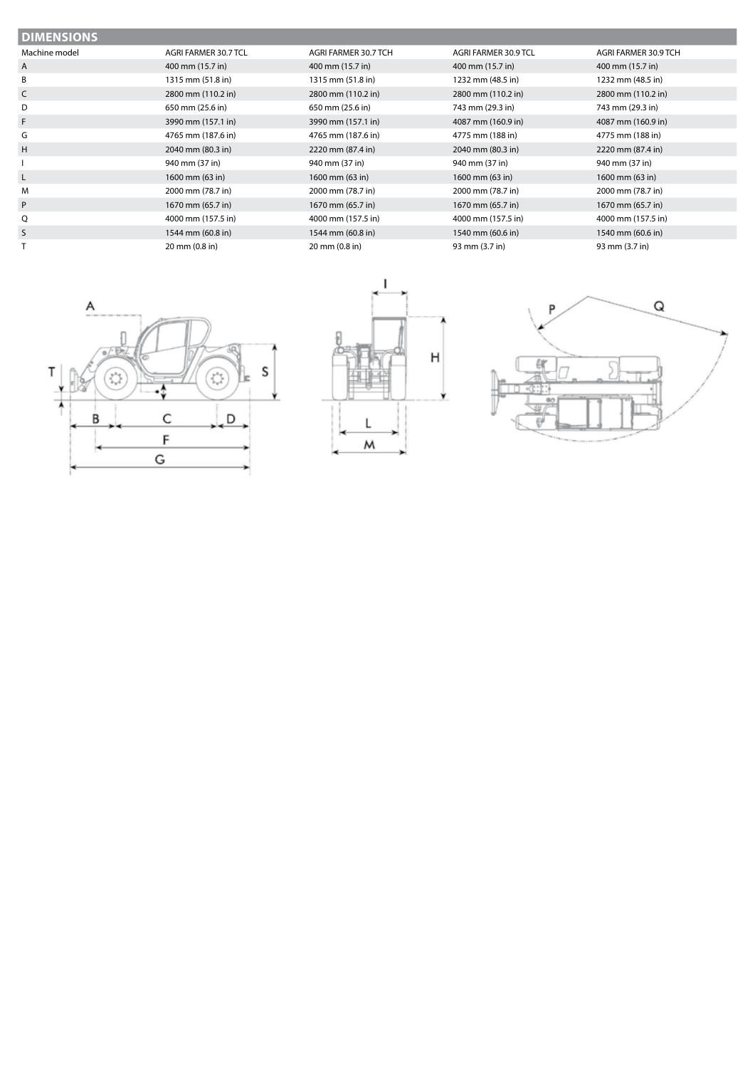## DIMENSIONS

| Machine model | AGRI FARMER 30.7 TCL | AGRI FARMER 30.7 TCH | AGRI FARMER 30.9 TCL | AGRI FARMER 30.9 TCH |
|---|---|---|---|---|
| A | 400 mm (15.7 in) | 400 mm (15.7 in) | 400 mm (15.7 in) | 400 mm (15.7 in) |
| B | 1315 mm (51.8 in) | 1315 mm (51.8 in) | 1232 mm (48.5 in) | 1232 mm (48.5 in) |
| C | 2800 mm (110.2 in) | 2800 mm (110.2 in) | 2800 mm (110.2 in) | 2800 mm (110.2 in) |
| D | 650 mm (25.6 in) | 650 mm (25.6 in) | 743 mm (29.3 in) | 743 mm (29.3 in) |
| F | 3990 mm (157.1 in) | 3990 mm (157.1 in) | 4087 mm (160.9 in) | 4087 mm (160.9 in) |
| G | 4765 mm (187.6 in) | 4765 mm (187.6 in) | 4775 mm (188 in) | 4775 mm (188 in) |
| H | 2040 mm (80.3 in) | 2220 mm (87.4 in) | 2040 mm (80.3 in) | 2220 mm (87.4 in) |
| I | 940 mm (37 in) | 940 mm (37 in) | 940 mm (37 in) | 940 mm (37 in) |
| L | 1600 mm (63 in) | 1600 mm (63 in) | 1600 mm (63 in) | 1600 mm (63 in) |
| M | 2000 mm (78.7 in) | 2000 mm (78.7 in) | 2000 mm (78.7 in) | 2000 mm (78.7 in) |
| P | 1670 mm (65.7 in) | 1670 mm (65.7 in) | 1670 mm (65.7 in) | 1670 mm (65.7 in) |
| Q | 4000 mm (157.5 in) | 4000 mm (157.5 in) | 4000 mm (157.5 in) | 4000 mm (157.5 in) |
| S | 1544 mm (60.8 in) | 1544 mm (60.8 in) | 1540 mm (60.6 in) | 1540 mm (60.6 in) |
| T | 20 mm (0.8 in) | 20 mm (0.8 in) | 93 mm (3.7 in) | 93 mm (3.7 in) |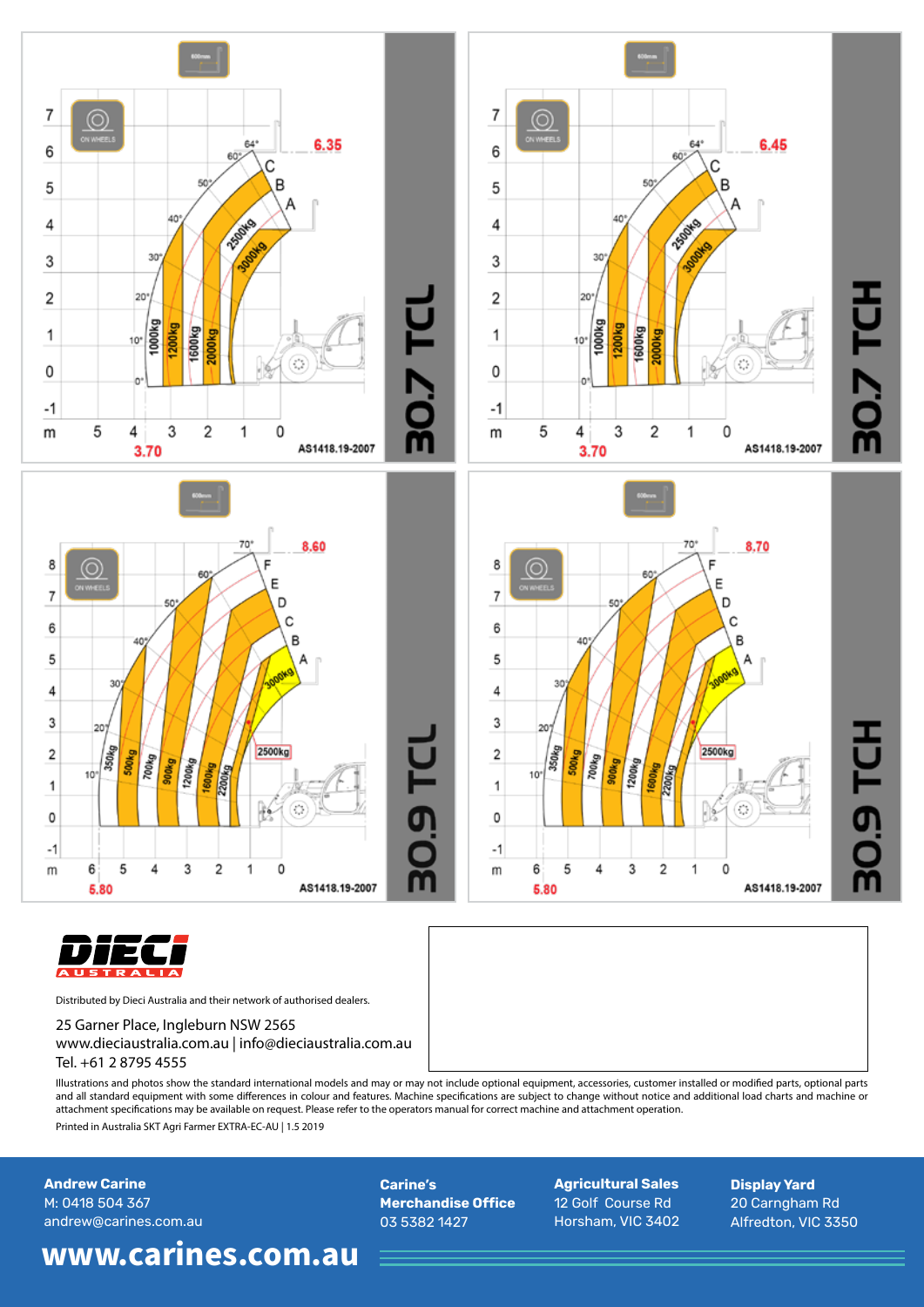## 30.7 TCL

ON WHEELS

600mm

7
6
5
4
3
2
1
0
-1
m 5 4 3 2 1 0

0° 10° 20° 30° 40° 50° 60° 64°

6.35

A B C

1000kg 1200kg 1600kg 2000kg 2500kg 3000kg

3.70

AS1418.19-2007

## 30.7 TCH

ON WHEELS

600mm

7
6
5
4
3
2
1
0
-1
m 5 4 3 2 1 0

0° 10° 20° 30° 40° 50° 60° 64°

6.45

A B C

1000kg 1200kg 1600kg 2000kg 2500kg 3000kg

3.70

AS1418.19-2007

## 30.9 TCL

ON WHEELS

600mm

8
7
6
5
4
3
2
1
0
-1
m 6 5 4 3 2 1 0

10° 20° 30° 40° 50° 60° 70°

8.60

A B C D E F

350kg 500kg 700kg 900kg 1200kg 1600kg 2200kg 2500kg 3000kg

5.80

AS1418.19-2007

## 30.9 TCH

ON WHEELS

600mm

8
7
6
5
4
3
2
1
0
-1
m 6 5 4 3 2 1 0

10° 20° 30° 40° 50° 60° 70°

8.70

A B C D E F

350kg 500kg 700kg 900kg 1200kg 1600kg 2200kg 2500kg 3000kg

5.80

AS1418.19-2007

**DIECI AUSTRALIA**

Distributed by Dieci Australia and their network of authorised dealers.

25 Garner Place, Ingleburn NSW 2565
www.dieciaustralia.com.au | info@dieciaustralia.com.au
Tel. +61 2 8795 4555

Illustrations and photos show the standard international models and may or may not include optional equipment, accessories, customer installed or modified parts, optional parts and all standard equipment with some differences in colour and features. Machine specifications are subject to change without notice and additional load charts and machine or attachment specifications may be available on request. Please refer to the operators manual for correct machine and attachment operation.

Printed in Australia SKT Agri Farmer EXTRA-EC-AU | 1.5 2019

**Andrew Carine**
M: 0418 504 367
andrew@carines.com.au

**Carine's Merchandise Office**
03 5382 1427

**Agricultural Sales**
12 Golf Course Rd
Horsham, VIC 3402

**Display Yard**
20 Carngham Rd
Alfredton, VIC 3350

**www.carines.com.au**